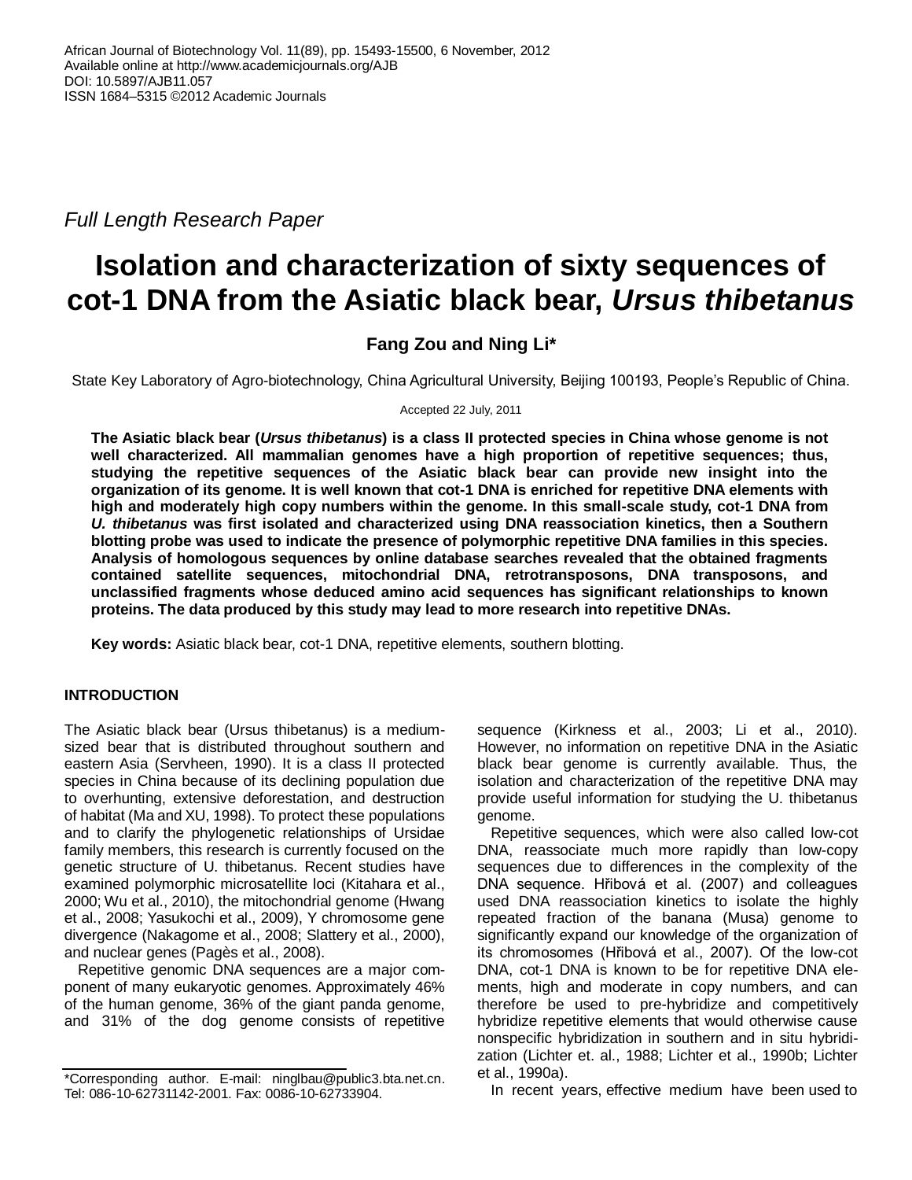African Journal of Biotechnology Vol. 11(89), pp. 15493-15500, 6 November, 2012
Available online at http://www.academicjournals.org/AJB
DOI: 10.5897/AJB11.057
ISSN 1684–5315 ©2012 Academic Journals

*Full Length Research Paper*

# Isolation and characterization of sixty sequences of cot-1 DNA from the Asiatic black bear, *Ursus thibetanus*

**Fang Zou and Ning Li***

State Key Laboratory of Agro-biotechnology, China Agricultural University, Beijing 100193, People's Republic of China.

Accepted 22 July, 2011

**The Asiatic black bear (*Ursus thibetanus*) is a class II protected species in China whose genome is not well characterized. All mammalian genomes have a high proportion of repetitive sequences; thus, studying the repetitive sequences of the Asiatic black bear can provide new insight into the organization of its genome. It is well known that cot-1 DNA is enriched for repetitive DNA elements with high and moderately high copy numbers within the genome. In this small-scale study, cot-1 DNA from *U. thibetanus* was first isolated and characterized using DNA reassociation kinetics, then a Southern blotting probe was used to indicate the presence of polymorphic repetitive DNA families in this species. Analysis of homologous sequences by online database searches revealed that the obtained fragments contained satellite sequences, mitochondrial DNA, retrotransposons, DNA transposons, and unclassified fragments whose deduced amino acid sequences has significant relationships to known proteins. The data produced by this study may lead to more research into repetitive DNAs.**

**Key words:** Asiatic black bear, cot-1 DNA, repetitive elements, southern blotting.

## INTRODUCTION

The Asiatic black bear (Ursus thibetanus) is a medium-sized bear that is distributed throughout southern and eastern Asia (Servheen, 1990). It is a class II protected species in China because of its declining population due to overhunting, extensive deforestation, and destruction of habitat (Ma and XU, 1998). To protect these populations and to clarify the phylogenetic relationships of Ursidae family members, this research is currently focused on the genetic structure of U. thibetanus. Recent studies have examined polymorphic microsatellite loci (Kitahara et al., 2000; Wu et al., 2010), the mitochondrial genome (Hwang et al., 2008; Yasukochi et al., 2009), Y chromosome gene divergence (Nakagome et al., 2008; Slattery et al., 2000), and nuclear genes (Pagès et al., 2008).

Repetitive genomic DNA sequences are a major component of many eukaryotic genomes. Approximately 46% of the human genome, 36% of the giant panda genome, and 31% of the dog genome consists of repetitive sequence (Kirkness et al., 2003; Li et al., 2010). However, no information on repetitive DNA in the Asiatic black bear genome is currently available. Thus, the isolation and characterization of the repetitive DNA may provide useful information for studying the U. thibetanus genome.

Repetitive sequences, which were also called low-cot DNA, reassociate much more rapidly than low-copy sequences due to differences in the complexity of the DNA sequence. Hřibová et al. (2007) and colleagues used DNA reassociation kinetics to isolate the highly repeated fraction of the banana (Musa) genome to significantly expand our knowledge of the organization of its chromosomes (Hřibová et al., 2007). Of the low-cot DNA, cot-1 DNA is known to be for repetitive DNA elements, high and moderate in copy numbers, and can therefore be used to pre-hybridize and competitively hybridize repetitive elements that would otherwise cause nonspecific hybridization in southern and in situ hybridization (Lichter et. al., 1988; Lichter et al., 1990b; Lichter et al., 1990a).

In recent years, effective medium have been used to

*Corresponding author. E-mail: ninglbau@public3.bta.net.cn. Tel: 086-10-62731142-2001. Fax: 0086-10-62733904.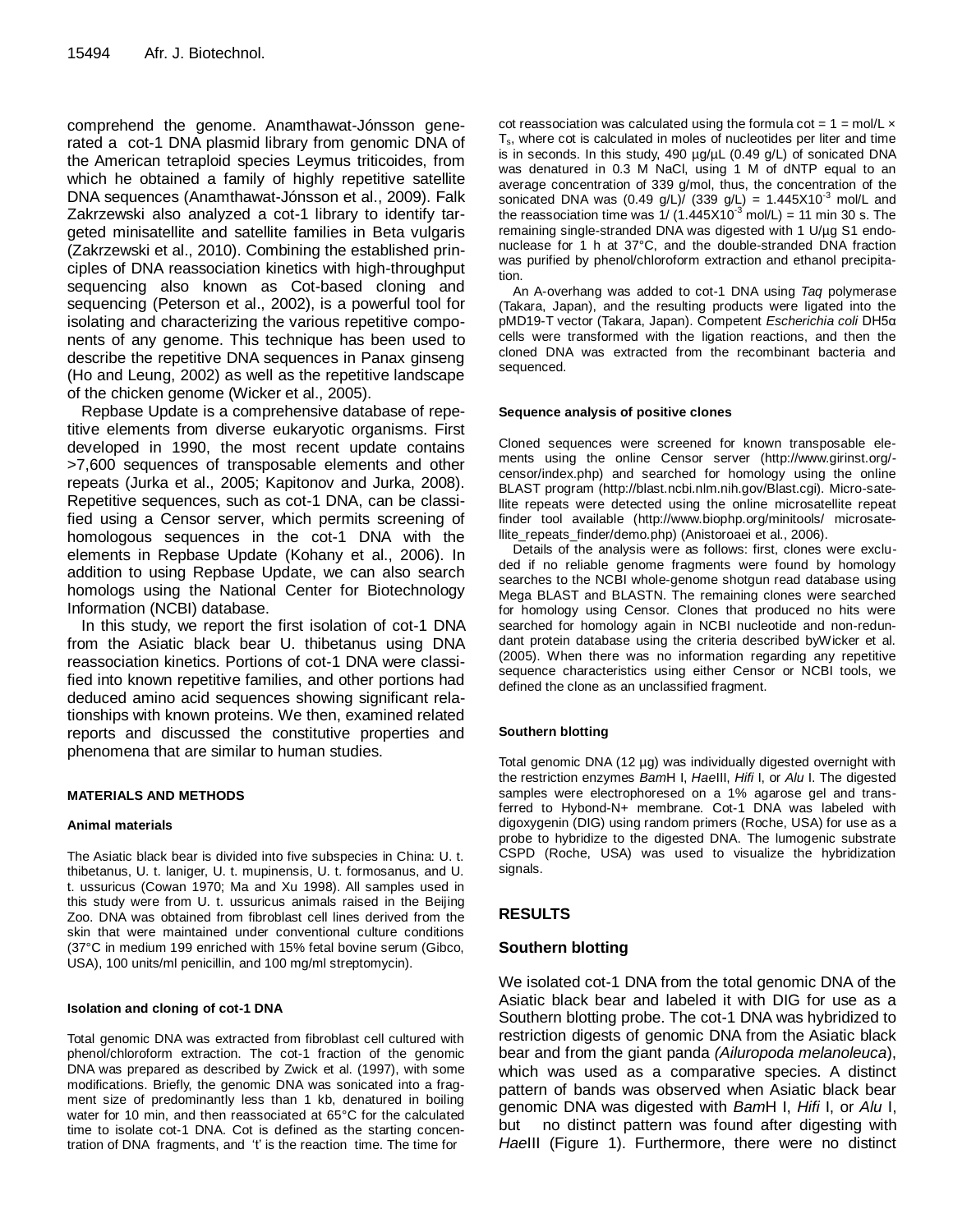comprehend the genome. Anamthawat-Jónsson generated a cot-1 DNA plasmid library from genomic DNA of the American tetraploid species Leymus triticoides, from which he obtained a family of highly repetitive satellite DNA sequences (Anamthawat-Jónsson et al., 2009). Falk Zakrzewski also analyzed a cot-1 library to identify targeted minisatellite and satellite families in Beta vulgaris (Zakrzewski et al., 2010). Combining the established principles of DNA reassociation kinetics with high-throughput sequencing also known as Cot-based cloning and sequencing (Peterson et al., 2002), is a powerful tool for isolating and characterizing the various repetitive components of any genome. This technique has been used to describe the repetitive DNA sequences in Panax ginseng (Ho and Leung, 2002) as well as the repetitive landscape of the chicken genome (Wicker et al., 2005).

Repbase Update is a comprehensive database of repetitive elements from diverse eukaryotic organisms. First developed in 1990, the most recent update contains >7,600 sequences of transposable elements and other repeats (Jurka et al., 2005; Kapitonov and Jurka, 2008). Repetitive sequences, such as cot-1 DNA, can be classified using a Censor server, which permits screening of homologous sequences in the cot-1 DNA with the elements in Repbase Update (Kohany et al., 2006). In addition to using Repbase Update, we can also search homologs using the National Center for Biotechnology Information (NCBI) database.

In this study, we report the first isolation of cot-1 DNA from the Asiatic black bear U. thibetanus using DNA reassociation kinetics. Portions of cot-1 DNA were classified into known repetitive families, and other portions had deduced amino acid sequences showing significant relationships with known proteins. We then, examined related reports and discussed the constitutive properties and phenomena that are similar to human studies.

## MATERIALS AND METHODS

### Animal materials

The Asiatic black bear is divided into five subspecies in China: U. t. thibetanus, U. t. laniger, U. t. mupinensis, U. t. formosanus, and U. t. ussuricus (Cowan 1970; Ma and Xu 1998). All samples used in this study were from U. t. ussuricus animals raised in the Beijing Zoo. DNA was obtained from fibroblast cell lines derived from the skin that were maintained under conventional culture conditions (37°C in medium 199 enriched with 15% fetal bovine serum (Gibco, USA), 100 units/ml penicillin, and 100 mg/ml streptomycin).

### Isolation and cloning of cot-1 DNA

Total genomic DNA was extracted from fibroblast cell cultured with phenol/chloroform extraction. The cot-1 fraction of the genomic DNA was prepared as described by Zwick et al. (1997), with some modifications. Briefly, the genomic DNA was sonicated into a fragment size of predominantly less than 1 kb, denatured in boiling water for 10 min, and then reassociated at 65°C for the calculated time to isolate cot-1 DNA. Cot is defined as the starting concentration of DNA fragments, and 't' is the reaction time. The time for cot reassociation was calculated using the formula cot = 1 = mol/L × $T_s$, where cot is calculated in moles of nucleotides per liter and time is in seconds. In this study, 490 µg/µL (0.49 g/L) of sonicated DNA was denatured in 0.3 M NaCl, using 1 M of dNTP equal to an average concentration of 339 g/mol, thus, the concentration of the sonicated DNA was (0.49 g/L)/ (339 g/L) = $1.445 \times 10^{-3}$ mol/L and the reassociation time was 1/ ($1.445 \times 10^{-3}$ mol/L) = 11 min 30 s. The remaining single-stranded DNA was digested with 1 U/µg S1 endonuclease for 1 h at 37°C, and the double-stranded DNA fraction was purified by phenol/chloroform extraction and ethanol precipitation.

An A-overhang was added to cot-1 DNA using *Taq* polymerase (Takara, Japan), and the resulting products were ligated into the pMD19-T vector (Takara, Japan). Competent *Escherichia coli* DH5α cells were transformed with the ligation reactions, and then the cloned DNA was extracted from the recombinant bacteria and sequenced.

### Sequence analysis of positive clones

Cloned sequences were screened for known transposable elements using the online Censor server (http://www.girinst.org/-censor/index.php) and searched for homology using the online BLAST program (http://blast.ncbi.nlm.nih.gov/Blast.cgi). Microsatellite repeats were detected using the online microsatellite repeat finder tool available (http://www.biophp.org/minitools/ microsatellite_repeats_finder/demo.php) (Anistoroaei et al., 2006).

Details of the analysis were as follows: first, clones were excluded if no reliable genome fragments were found by homology searches to the NCBI whole-genome shotgun read database using Mega BLAST and BLASTN. The remaining clones were searched for homology using Censor. Clones that produced no hits were searched for homology again in NCBI nucleotide and non-redundant protein database using the criteria described byWicker et al. (2005). When there was no information regarding any repetitive sequence characteristics using either Censor or NCBI tools, we defined the clone as an unclassified fragment.

### Southern blotting

Total genomic DNA (12 µg) was individually digested overnight with the restriction enzymes *Bam*H I, *Hae*III, *Hifi* I, or *Alu* I. The digested samples were electrophoresed on a 1% agarose gel and transferred to Hybond-N+ membrane. Cot-1 DNA was labeled with digoxygenin (DIG) using random primers (Roche, USA) for use as a probe to hybridize to the digested DNA. The lumogenic substrate CSPD (Roche, USA) was used to visualize the hybridization signals.

## RESULTS

### Southern blotting

We isolated cot-1 DNA from the total genomic DNA of the Asiatic black bear and labeled it with DIG for use as a Southern blotting probe. The cot-1 DNA was hybridized to restriction digests of genomic DNA from the Asiatic black bear and from the giant panda *(Ailuropoda melanoleuca)*, which was used as a comparative species. A distinct pattern of bands was observed when Asiatic black bear genomic DNA was digested with *Bam*H I, *Hifi* I, or *Alu* I, but no distinct pattern was found after digesting with *Hae*III (Figure 1). Furthermore, there were no distinct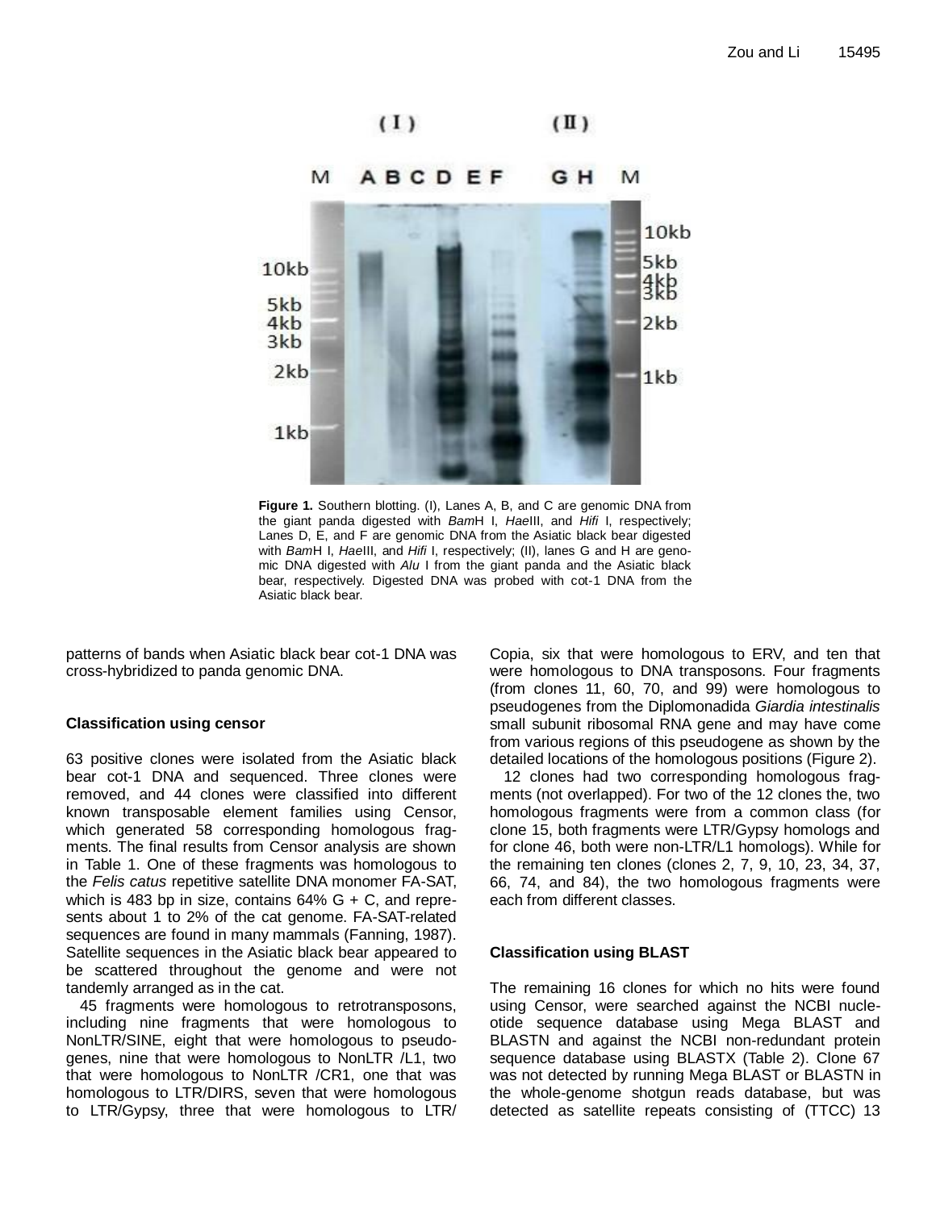Figure 1. Southern blotting. (I), Lanes A, B, and C are genomic DNA from the giant panda digested with *Bam*H I, *Hae*III, and *Hifi* I, respectively; Lanes D, E, and F are genomic DNA from the Asiatic black bear digested with *Bam*H I, *Hae*III, and *Hifi* I, respectively; (II), lanes G and H are genomic DNA digested with *Alu* I from the giant panda and the Asiatic black bear, respectively. Digested DNA was probed with cot-1 DNA from the Asiatic black bear.

patterns of bands when Asiatic black bear cot-1 DNA was cross-hybridized to panda genomic DNA.

### Classification using censor

63 positive clones were isolated from the Asiatic black bear cot-1 DNA and sequenced. Three clones were removed, and 44 clones were classified into different known transposable element families using Censor, which generated 58 corresponding homologous fragments. The final results from Censor analysis are shown in Table 1. One of these fragments was homologous to the *Felis catus* repetitive satellite DNA monomer FA-SAT, which is 483 bp in size, contains 64% G + C, and represents about 1 to 2% of the cat genome. FA-SAT-related sequences are found in many mammals (Fanning, 1987). Satellite sequences in the Asiatic black bear appeared to be scattered throughout the genome and were not tandemly arranged as in the cat.

45 fragments were homologous to retrotransposons, including nine fragments that were homologous to NonLTR/SINE, eight that were homologous to pseudogenes, nine that were homologous to NonLTR /L1, two that were homologous to NonLTR /CR1, one that was homologous to LTR/DIRS, seven that were homologous to LTR/Gypsy, three that were homologous to LTR/Copia, six that were homologous to ERV, and ten that were homologous to DNA transposons. Four fragments (from clones 11, 60, 70, and 99) were homologous to pseudogenes from the Diplomonadida *Giardia intestinalis* small subunit ribosomal RNA gene and may have come from various regions of this pseudogene as shown by the detailed locations of the homologous positions (Figure 2).

12 clones had two corresponding homologous fragments (not overlapped). For two of the 12 clones the, two homologous fragments were from a common class (for clone 15, both fragments were LTR/Gypsy homologs and for clone 46, both were non-LTR/L1 homologs). While for the remaining ten clones (clones 2, 7, 9, 10, 23, 34, 37, 66, 74, and 84), the two homologous fragments were each from different classes.

### Classification using BLAST

The remaining 16 clones for which no hits were found using Censor, were searched against the NCBI nucleotide sequence database using Mega BLAST and BLASTN and against the NCBI non-redundant protein sequence database using BLASTX (Table 2). Clone 67 was not detected by running Mega BLAST or BLASTN in the whole-genome shotgun reads database, but was detected as satellite repeats consisting of (TTCC) 13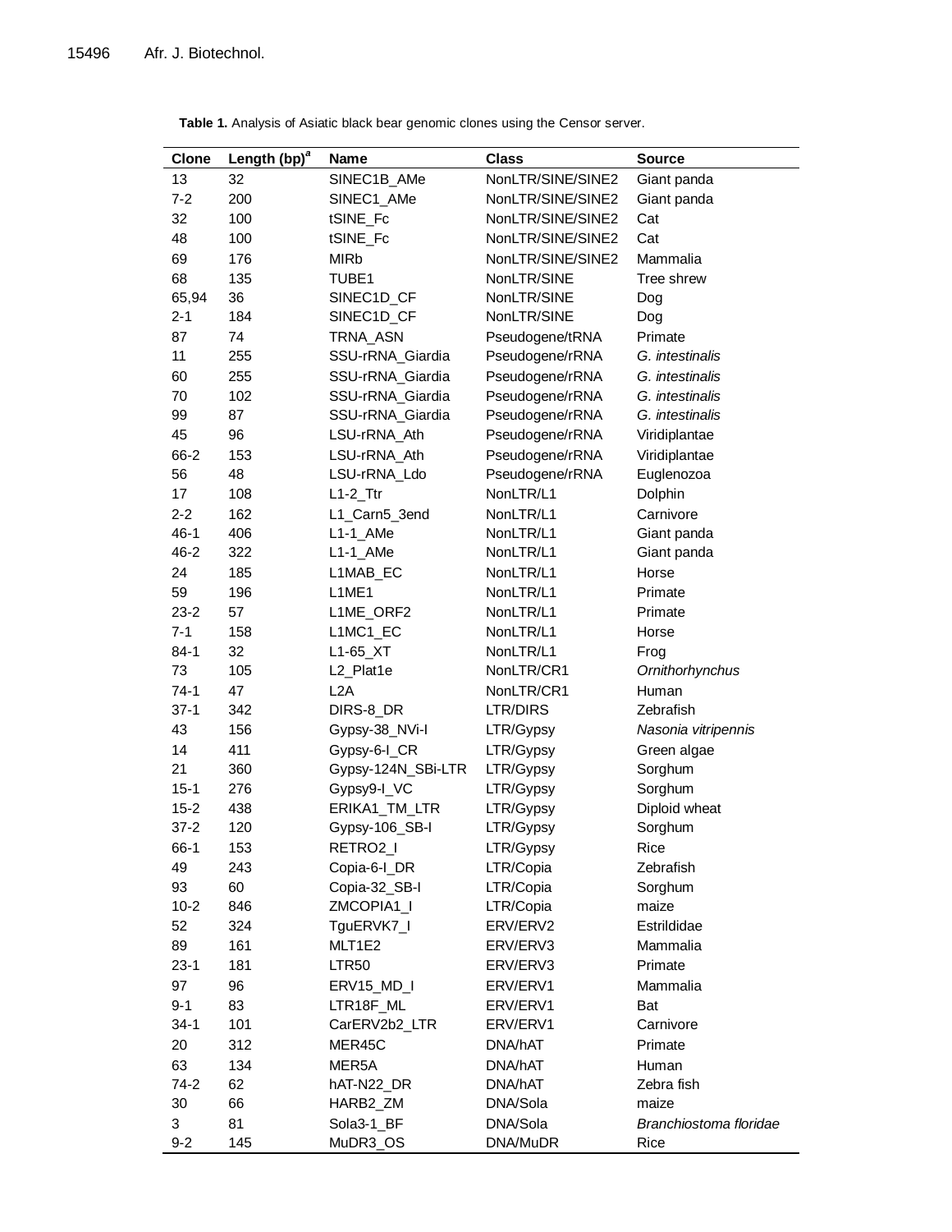**Table 1.** Analysis of Asiatic black bear genomic clones using the Censor server.

| Clone | Length (bp)[a] | Name | Class | Source |
|---|---|---|---|---|
| 13 | 32 | SINEC1B_AMe | NonLTR/SINE/SINE2 | Giant panda |
| 7-2 | 200 | SINEC1_AMe | NonLTR/SINE/SINE2 | Giant panda |
| 32 | 100 | tSINE_Fc | NonLTR/SINE/SINE2 | Cat |
| 48 | 100 | tSINE_Fc | NonLTR/SINE/SINE2 | Cat |
| 69 | 176 | MIRb | NonLTR/SINE/SINE2 | Mammalia |
| 68 | 135 | TUBE1 | NonLTR/SINE | Tree shrew |
| 65,94 | 36 | SINEC1D_CF | NonLTR/SINE | Dog |
| 2-1 | 184 | SINEC1D_CF | NonLTR/SINE | Dog |
| 87 | 74 | TRNA_ASN | Pseudogene/tRNA | Primate |
| 11 | 255 | SSU-rRNA_Giardia | Pseudogene/rRNA | *G. intestinalis* |
| 60 | 255 | SSU-rRNA_Giardia | Pseudogene/rRNA | *G. intestinalis* |
| 70 | 102 | SSU-rRNA_Giardia | Pseudogene/rRNA | *G. intestinalis* |
| 99 | 87 | SSU-rRNA_Giardia | Pseudogene/rRNA | *G. intestinalis* |
| 45 | 96 | LSU-rRNA_Ath | Pseudogene/rRNA | Viridiplantae |
| 66-2 | 153 | LSU-rRNA_Ath | Pseudogene/rRNA | Viridiplantae |
| 56 | 48 | LSU-rRNA_Ldo | Pseudogene/rRNA | Euglenozoa |
| 17 | 108 | L1-2_Ttr | NonLTR/L1 | Dolphin |
| 2-2 | 162 | L1_Carn5_3end | NonLTR/L1 | Carnivore |
| 46-1 | 406 | L1-1_AMe | NonLTR/L1 | Giant panda |
| 46-2 | 322 | L1-1_AMe | NonLTR/L1 | Giant panda |
| 24 | 185 | L1MAB_EC | NonLTR/L1 | Horse |
| 59 | 196 | L1ME1 | NonLTR/L1 | Primate |
| 23-2 | 57 | L1ME_ORF2 | NonLTR/L1 | Primate |
| 7-1 | 158 | L1MC1_EC | NonLTR/L1 | Horse |
| 84-1 | 32 | L1-65_XT | NonLTR/L1 | Frog |
| 73 | 105 | L2_Plat1e | NonLTR/CR1 | *Ornithorhynchus* |
| 74-1 | 47 | L2A | NonLTR/CR1 | Human |
| 37-1 | 342 | DIRS-8_DR | LTR/DIRS | Zebrafish |
| 43 | 156 | Gypsy-38_NVi-I | LTR/Gypsy | *Nasonia vitripennis* |
| 14 | 411 | Gypsy-6-I_CR | LTR/Gypsy | Green algae |
| 21 | 360 | Gypsy-124N_SBi-LTR | LTR/Gypsy | Sorghum |
| 15-1 | 276 | Gypsy9-I_VC | LTR/Gypsy | Sorghum |
| 15-2 | 438 | ERIKA1_TM_LTR | LTR/Gypsy | Diploid wheat |
| 37-2 | 120 | Gypsy-106_SB-I | LTR/Gypsy | Sorghum |
| 66-1 | 153 | RETRO2_I | LTR/Gypsy | Rice |
| 49 | 243 | Copia-6-I_DR | LTR/Copia | Zebrafish |
| 93 | 60 | Copia-32_SB-I | LTR/Copia | Sorghum |
| 10-2 | 846 | ZMCOPIA1_I | LTR/Copia | maize |
| 52 | 324 | TguERVK7_I | ERV/ERV2 | Estrildidae |
| 89 | 161 | MLT1E2 | ERV/ERV3 | Mammalia |
| 23-1 | 181 | LTR50 | ERV/ERV3 | Primate |
| 97 | 96 | ERV15_MD_I | ERV/ERV1 | Mammalia |
| 9-1 | 83 | LTR18F_ML | ERV/ERV1 | Bat |
| 34-1 | 101 | CarERV2b2_LTR | ERV/ERV1 | Carnivore |
| 20 | 312 | MER45C | DNA/hAT | Primate |
| 63 | 134 | MER5A | DNA/hAT | Human |
| 74-2 | 62 | hAT-N22_DR | DNA/hAT | Zebra fish |
| 30 | 66 | HARB2_ZM | DNA/Sola | maize |
| 3 | 81 | Sola3-1_BF | DNA/Sola | *Branchiostoma floridae* |
| 9-2 | 145 | MuDR3_OS | DNA/MuDR | Rice |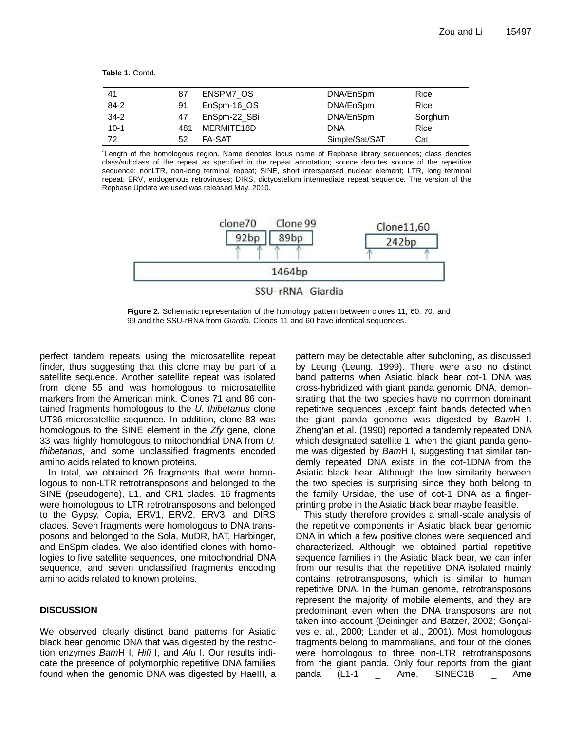**Table 1.** Contd.

| | | | | |
|---|---|---|---|---|
| 41 | 87 | ENSPM7_OS | DNA/EnSpm | Rice |
| 84-2 | 91 | EnSpm-16_OS | DNA/EnSpm | Rice |
| 34-2 | 47 | EnSpm-22_SBi | DNA/EnSpm | Sorghum |
| 10-1 | 481 | MERMITE18D | DNA | Rice |
| 72 | 52 | FA-SAT | Simple/Sat/SAT | Cat |

[a]Length of the homologous region. Name denotes locus name of Repbase library sequences; class denotes class/subclass of the repeat as specified in the repeat annotation; source denotes source of the repetitive sequence; nonLTR, non-long terminal repeat; SINE, short interspersed nuclear element; LTR, long terminal repeat; ERV, endogenous retroviruses; DIRS, dictyostelium intermediate repeat sequence. The version of the Repbase Update we used was released May, 2010.

**Figure 2.** Schematic representation of the homology pattern between clones 11, 60, 70, and 99 and the SSU-rRNA from *Giardia.* Clones 11 and 60 have identical sequences.

perfect tandem repeats using the microsatellite repeat finder, thus suggesting that this clone may be part of a satellite sequence. Another satellite repeat was isolated from clone 55 and was homologous to microsatellite markers from the American mink. Clones 71 and 86 contained fragments homologous to the *U. thibetanus* clone UT36 microsatellite sequence. In addition, clone 83 was homologous to the SINE element in the *Zfy* gene, clone 33 was highly homologous to mitochondrial DNA from *U. thibetanus*, and some unclassified fragments encoded amino acids related to known proteins.

In total, we obtained 26 fragments that were homologous to non-LTR retrotransposons and belonged to the SINE (pseudogene), L1, and CR1 clades. 16 fragments were homologous to LTR retrotransposons and belonged to the Gypsy, Copia, ERV1, ERV2, ERV3, and DIRS clades. Seven fragments were homologous to DNA transposons and belonged to the Sola, MuDR, hAT, Harbinger, and EnSpm clades. We also identified clones with homologies to five satellite sequences, one mitochondrial DNA sequence, and seven unclassified fragments encoding amino acids related to known proteins.

## DISCUSSION

We observed clearly distinct band patterns for Asiatic black bear genomic DNA that was digested by the restriction enzymes *Bam*H I, *Hifi* I, and *Alu* I. Our results indicate the presence of polymorphic repetitive DNA families found when the genomic DNA was digested by HaeIII, a pattern may be detectable after subcloning, as discussed by Leung (Leung, 1999). There were also no distinct band patterns when Asiatic black bear cot-1 DNA was cross-hybridized with giant panda genomic DNA, demonstrating that the two species have no common dominant repetitive sequences ,except faint bands detected when the giant panda genome was digested by *Bam*H I. Zheng'an et al. (1990) reported a tandemly repeated DNA which designated satellite 1 ,when the giant panda genome was digested by *Bam*H I, suggesting that similar tandemly repeated DNA exists in the cot-1DNA from the Asiatic black bear. Although the low similarity between the two species is surprising since they both belong to the family Ursidae, the use of cot-1 DNA as a fingerprinting probe in the Asiatic black bear maybe feasible.

This study therefore provides a small-scale analysis of the repetitive components in Asiatic black bear genomic DNA in which a few positive clones were sequenced and characterized. Although we obtained partial repetitive sequence families in the Asiatic black bear, we can infer from our results that the repetitive DNA isolated mainly contains retrotransposons, which is similar to human repetitive DNA. In the human genome, retrotransposons represent the majority of mobile elements, and they are predominant even when the DNA transposons are not taken into account (Deininger and Batzer, 2002; Gonçalves et al., 2000; Lander et al., 2001). Most homologous fragments belong to mammalians, and four of the clones were homologous to three non-LTR retrotransposons from the giant panda. Only four reports from the giant panda (L1-1 _ Ame, SINEC1B _ Ame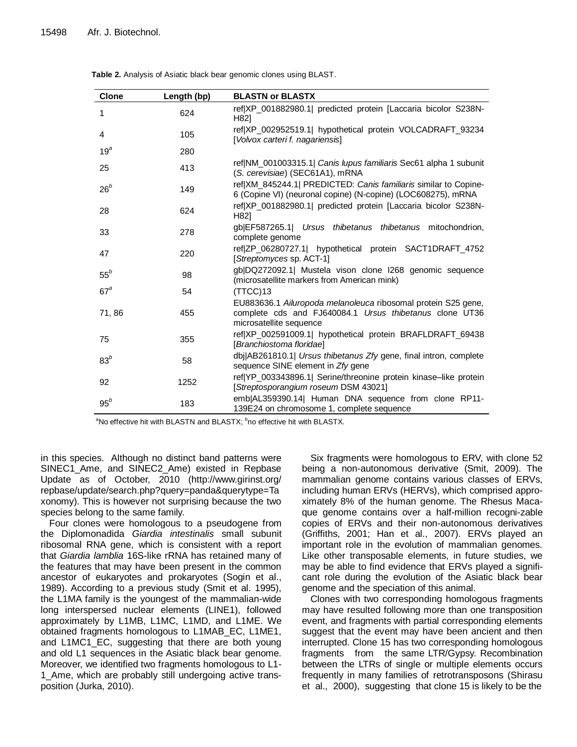**Table 2.** Analysis of Asiatic black bear genomic clones using BLAST.

| Clone | Length (bp) | BLASTN or BLASTX |
|---|---|---|
| 1 | 624 | ref\|XP_001882980.1\| predicted protein [Laccaria bicolor S238N-H82] |
| 4 | 105 | ref\|XP_002952519.1\| hypothetical protein VOLCADRAFT_93234 [*Volvox carteri f. nagariensis*] |
| 19[a] | 280 | |
| 25 | 413 | ref\|NM_001003315.1\| *Canis lupus familiaris* Sec61 alpha 1 subunit (*S. cerevisiae*) (SEC61A1), mRNA |
| 26[b] | 149 | ref\|XM_845244.1\| PREDICTED: *Canis familiaris* similar to Copine-6 (Copine VI) (neuronal copine) (N-copine) (LOC608275), mRNA |
| 28 | 624 | ref\|XP_001882980.1\| predicted protein [Laccaria bicolor S238N-H82] |
| 33 | 278 | gb\|EF587265.1\| *Ursus thibetanus thibetanus* mitochondrion, complete genome |
| 47 | 220 | ref\|ZP_06280727.1\| hypothetical protein SACT1DRAFT_4752 [*Streptomyces* sp. ACT-1] |
| 55[b] | 98 | gb\|DQ272092.1\| Mustela vison clone I268 genomic sequence (microsatellite markers from American mink) |
| 67[a] | 54 | (TTCC)13 |
| 71, 86 | 455 | EU883636.1 *Ailuropoda melanoleuca* ribosomal protein S25 gene, complete cds and FJ640084.1 *Ursus thibetanus* clone UT36 microsatellite sequence |
| 75 | 355 | ref\|XP_002591009.1\| hypothetical protein BRAFLDRAFT_69438 [*Branchiostoma floridae*] |
| 83[b] | 58 | dbj\|AB261810.1\| *Ursus thibetanus Zfy* gene, final intron, complete sequence SINE element in *Zfy* gene |
| 92 | 1252 | ref\|YP_003343896.1\| Serine/threonine protein kinase–like protein [*Streptosporangium roseum* DSM 43021] |
| 95[b] | 183 | emb\|AL359390.14\| Human DNA sequence from clone RP11-139E24 on chromosome 1, complete sequence |

[a]No effective hit with BLASTN and BLASTX; [b]no effective hit with BLASTX.

in this species. Although no distinct band patterns were SINEC1_Ame, and SINEC2_Ame) existed in Repbase Update as of October, 2010 (http://www.girinst.org/repbase/update/search.php?query=panda&querytype=Taxonomy). This is however not surprising because the two species belong to the same family.

Four clones were homologous to a pseudogene from the Diplomonadida *Giardia intestinalis* small subunit ribosomal RNA gene, which is consistent with a report that *Giardia lamblia* 16S-like rRNA has retained many of the features that may have been present in the common ancestor of eukaryotes and prokaryotes (Sogin et al., 1989). According to a previous study (Smit et al., 1995), the L1MA family is the youngest of the mammalian-wide long interspersed nuclear elements (LINE1), followed approximately by L1MB, L1MC, L1MD, and L1ME. We obtained fragments homologous to L1MAB_EC, L1ME1, and L1MC1_EC, suggesting that there are both young and old L1 sequences in the Asiatic black bear genome. Moreover, we identified two fragments homologous to L1-1_Ame, which are probably still undergoing active transposition (Jurka, 2010).

Six fragments were homologous to ERV, with clone 52 being a non-autonomous derivative (Smit, 2009). The mammalian genome contains various classes of ERVs, including human ERVs (HERVs), which comprised approximately 8% of the human genome. The Rhesus Macaque genome contains over a half-million recogni-zable copies of ERVs and their non-autonomous derivatives (Griffiths, 2001; Han et al., 2007). ERVs played an important role in the evolution of mammalian genomes. Like other transposable elements, in future studies, we may be able to find evidence that ERVs played a significant role during the evolution of the Asiatic black bear genome and the speciation of this animal.

Clones with two corresponding homologous fragments may have resulted following more than one transposition event, and fragments with partial corresponding elements suggest that the event may have been ancient and then interrupted. Clone 15 has two corresponding homologous fragments from the same LTR/Gypsy. Recombination between the LTRs of single or multiple elements occurs frequently in many families of retrotransposons (Shirasu et al., 2000), suggesting that clone 15 is likely to be the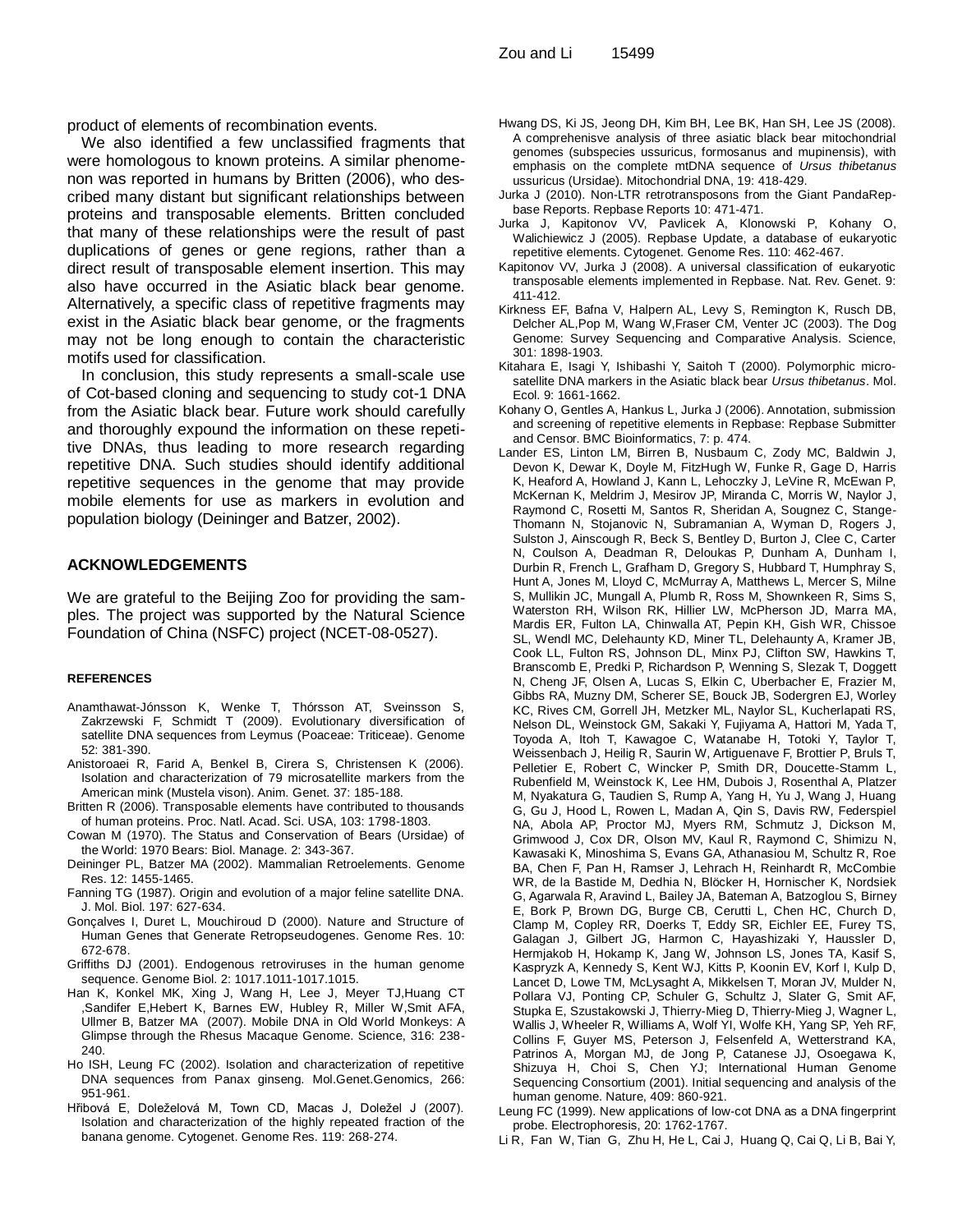product of elements of recombination events.

We also identified a few unclassified fragments that were homologous to known proteins. A similar phenomenon was reported in humans by Britten (2006), who described many distant but significant relationships between proteins and transposable elements. Britten concluded that many of these relationships were the result of past duplications of genes or gene regions, rather than a direct result of transposable element insertion. This may also have occurred in the Asiatic black bear genome. Alternatively, a specific class of repetitive fragments may exist in the Asiatic black bear genome, or the fragments may not be long enough to contain the characteristic motifs used for classification.

In conclusion, this study represents a small-scale use of Cot-based cloning and sequencing to study cot-1 DNA from the Asiatic black bear. Future work should carefully and thoroughly expound the information on these repetitive DNAs, thus leading to more research regarding repetitive DNA. Such studies should identify additional repetitive sequences in the genome that may provide mobile elements for use as markers in evolution and population biology (Deininger and Batzer, 2002).

## ACKNOWLEDGEMENTS

We are grateful to the Beijing Zoo for providing the samples. The project was supported by the Natural Science Foundation of China (NSFC) project (NCET-08-0527).

## REFERENCES

Anamthawat-Jónsson K, Wenke T, Thórsson AT, Sveinsson S, Zakrzewski F, Schmidt T (2009). Evolutionary diversification of satellite DNA sequences from Leymus (Poaceae: Triticeae). Genome 52: 381-390.

Anistoroaei R, Farid A, Benkel B, Cirera S, Christensen K (2006). Isolation and characterization of 79 microsatellite markers from the American mink (Mustela vison). Anim. Genet. 37: 185-188.

Britten R (2006). Transposable elements have contributed to thousands of human proteins. Proc. Natl. Acad. Sci. USA, 103: 1798-1803.

Cowan M (1970). The Status and Conservation of Bears (Ursidae) of the World: 1970 Bears: Biol. Manage. 2: 343-367.

Deininger PL, Batzer MA (2002). Mammalian Retroelements. Genome Res. 12: 1455-1465.

Fanning TG (1987). Origin and evolution of a major feline satellite DNA. J. Mol. Biol. 197: 627-634.

Gonçalves I, Duret L, Mouchiroud D (2000). Nature and Structure of Human Genes that Generate Retropseudogenes. Genome Res. 10: 672-678.

Griffiths DJ (2001). Endogenous retroviruses in the human genome sequence. Genome Biol. 2: 1017.1011-1017.1015.

Han K, Konkel MK, Xing J, Wang H, Lee J, Meyer TJ,Huang CT ,Sandifer E,Hebert K, Barnes EW, Hubley R, Miller W,Smit AFA, Ullmer B, Batzer MA (2007). Mobile DNA in Old World Monkeys: A Glimpse through the Rhesus Macaque Genome. Science, 316: 238-240.

Ho ISH, Leung FC (2002). Isolation and characterization of repetitive DNA sequences from Panax ginseng. Mol.Genet.Genomics, 266: 951-961.

Hřibová E, Doleželová M, Town CD, Macas J, Doležel J (2007). Isolation and characterization of the highly repeated fraction of the banana genome. Cytogenet. Genome Res. 119: 268-274.

Hwang DS, Ki JS, Jeong DH, Kim BH, Lee BK, Han SH, Lee JS (2008). A comprehenisve analysis of three asiatic black bear mitochondrial genomes (subspecies ussuricus, formosanus and mupinensis), with emphasis on the complete mtDNA sequence of *Ursus thibetanus* ussuricus (Ursidae). Mitochondrial DNA, 19: 418-429.

Jurka J (2010). Non-LTR retrotransposons from the Giant PandaRepbase Reports. Repbase Reports 10: 471-471.

Jurka J, Kapitonov VV, Pavlicek A, Klonowski P, Kohany O, Walichiewicz J (2005). Repbase Update, a database of eukaryotic repetitive elements. Cytogenet. Genome Res. 110: 462-467.

Kapitonov VV, Jurka J (2008). A universal classification of eukaryotic transposable elements implemented in Repbase. Nat. Rev. Genet. 9: 411-412.

Kirkness EF, Bafna V, Halpern AL, Levy S, Remington K, Rusch DB, Delcher AL,Pop M, Wang W,Fraser CM, Venter JC (2003). The Dog Genome: Survey Sequencing and Comparative Analysis. Science, 301: 1898-1903.

Kitahara E, Isagi Y, Ishibashi Y, Saitoh T (2000). Polymorphic microsatellite DNA markers in the Asiatic black bear *Ursus thibetanus*. Mol. Ecol. 9: 1661-1662.

Kohany O, Gentles A, Hankus L, Jurka J (2006). Annotation, submission and screening of repetitive elements in Repbase: Repbase Submitter and Censor. BMC Bioinformatics, 7: p. 474.

Lander ES, Linton LM, Birren B, Nusbaum C, Zody MC, Baldwin J, Devon K, Dewar K, Doyle M, FitzHugh W, Funke R, Gage D, Harris K, Heaford A, Howland J, Kann L, Lehoczky J, LeVine R, McEwan P, McKernan K, Meldrim J, Mesirov JP, Miranda C, Morris W, Naylor J, Raymond C, Rosetti M, Santos R, Sheridan A, Sougnez C, Stange-Thomann N, Stojanovic N, Subramanian A, Wyman D, Rogers J, Sulston J, Ainscough R, Beck S, Bentley D, Burton J, Clee C, Carter N, Coulson A, Deadman R, Deloukas P, Dunham A, Dunham I, Durbin R, French L, Grafham D, Gregory S, Hubbard T, Humphray S, Hunt A, Jones M, Lloyd C, McMurray A, Matthews L, Mercer S, Milne S, Mullikin JC, Mungall A, Plumb R, Ross M, Shownkeen R, Sims S, Waterston RH, Wilson RK, Hillier LW, McPherson JD, Marra MA, Mardis ER, Fulton LA, Chinwalla AT, Pepin KH, Gish WR, Chissoe SL, Wendl MC, Delehaunty KD, Miner TL, Delehaunty A, Kramer JB, Cook LL, Fulton RS, Johnson DL, Minx PJ, Clifton SW, Hawkins T, Branscomb E, Predki P, Richardson P, Wenning S, Slezak T, Doggett N, Cheng JF, Olsen A, Lucas S, Elkin C, Uberbacher E, Frazier M, Gibbs RA, Muzny DM, Scherer SE, Bouck JB, Sodergren EJ, Worley KC, Rives CM, Gorrell JH, Metzker ML, Naylor SL, Kucherlapati RS, Nelson DL, Weinstock GM, Sakaki Y, Fujiyama A, Hattori M, Yada T, Toyoda A, Itoh T, Kawagoe C, Watanabe H, Totoki Y, Taylor T, Weissenbach J, Heilig R, Saurin W, Artiguenave F, Brottier P, Bruls T, Pelletier E, Robert C, Wincker P, Smith DR, Doucette-Stamm L, Rubenfield M, Weinstock K, Lee HM, Dubois J, Rosenthal A, Platzer M, Nyakatura G, Taudien S, Rump A, Yang H, Yu J, Wang J, Huang G, Gu J, Hood L, Rowen L, Madan A, Qin S, Davis RW, Federspiel NA, Abola AP, Proctor MJ, Myers RM, Schmutz J, Dickson M, Grimwood J, Cox DR, Olson MV, Kaul R, Raymond C, Shimizu N, Kawasaki K, Minoshima S, Evans GA, Athanasiou M, Schultz R, Roe BA, Chen F, Pan H, Ramser J, Lehrach H, Reinhardt R, McCombie WR, de la Bastide M, Dedhia N, Blöcker H, Hornischer K, Nordsiek G, Agarwala R, Aravind L, Bailey JA, Bateman A, Batzoglou S, Birney E, Bork P, Brown DG, Burge CB, Cerutti L, Chen HC, Church D, Clamp M, Copley RR, Doerks T, Eddy SR, Eichler EE, Furey TS, Galagan J, Gilbert JG, Harmon C, Hayashizaki Y, Haussler D, Hermjakob H, Hokamp K, Jang W, Johnson LS, Jones TA, Kasif S, Kaspryzk A, Kennedy S, Kent WJ, Kitts P, Koonin EV, Korf I, Kulp D, Lancet D, Lowe TM, McLysaght A, Mikkelsen T, Moran JV, Mulder N, Pollara VJ, Ponting CP, Schuler G, Schultz J, Slater G, Smit AF, Stupka E, Szustakowski J, Thierry-Mieg D, Thierry-Mieg J, Wagner L, Wallis J, Wheeler R, Williams A, Wolf YI, Wolfe KH, Yang SP, Yeh RF, Collins F, Guyer MS, Peterson J, Felsenfeld A, Wetterstrand KA, Patrinos A, Morgan MJ, de Jong P, Catanese JJ, Osoegawa K, Shizuya H, Choi S, Chen YJ; International Human Genome Sequencing Consortium (2001). Initial sequencing and analysis of the human genome. Nature, 409: 860-921.

Leung FC (1999). New applications of low-cot DNA as a DNA fingerprint probe. Electrophoresis, 20: 1762-1767.

Li R, Fan W, Tian G, Zhu H, He L, Cai J, Huang Q, Cai Q, Li B, Bai Y,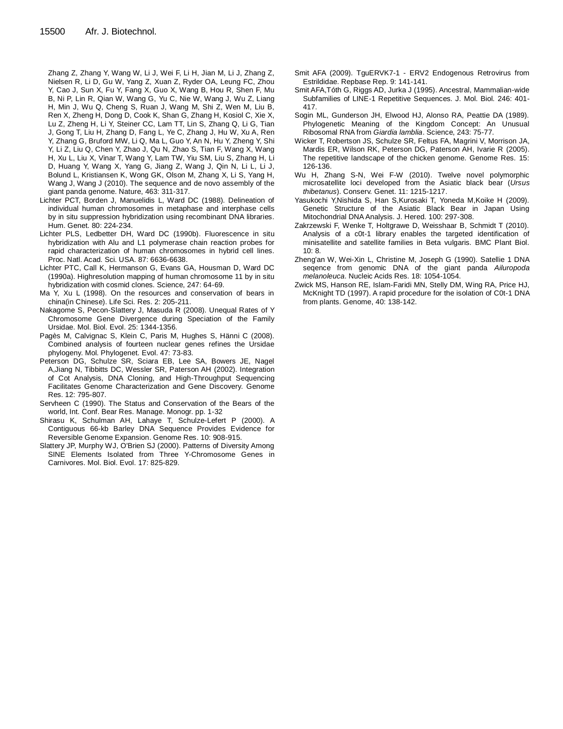Zhang Z, Zhang Y, Wang W, Li J, Wei F, Li H, Jian M, Li J, Zhang Z, Nielsen R, Li D, Gu W, Yang Z, Xuan Z, Ryder OA, Leung FC, Zhou Y, Cao J, Sun X, Fu Y, Fang X, Guo X, Wang B, Hou R, Shen F, Mu B, Ni P, Lin R, Qian W, Wang G, Yu C, Nie W, Wang J, Wu Z, Liang H, Min J, Wu Q, Cheng S, Ruan J, Wang M, Shi Z, Wen M, Liu B, Ren X, Zheng H, Dong D, Cook K, Shan G, Zhang H, Kosiol C, Xie X, Lu Z, Zheng H, Li Y, Steiner CC, Lam TT, Lin S, Zhang Q, Li G, Tian J, Gong T, Liu H, Zhang D, Fang L, Ye C, Zhang J, Hu W, Xu A, Ren Y, Zhang G, Bruford MW, Li Q, Ma L, Guo Y, An N, Hu Y, Zheng Y, Shi Y, Li Z, Liu Q, Chen Y, Zhao J, Qu N, Zhao S, Tian F, Wang X, Wang H, Xu L, Liu X, Vinar T, Wang Y, Lam TW, Yiu SM, Liu S, Zhang H, Li D, Huang Y, Wang X, Yang G, Jiang Z, Wang J, Qin N, Li L, Li J, Bolund L, Kristiansen K, Wong GK, Olson M, Zhang X, Li S, Yang H, Wang J, Wang J (2010). The sequence and de novo assembly of the giant panda genome. Nature, 463: 311-317.

Lichter PCT, Borden J, Manuelidis L, Ward DC (1988). Delineation of individual human chromosomes in metaphase and interphase cells by in situ suppression hybridization using recombinant DNA libraries. Hum. Genet. 80: 224-234.

Lichter PLS, Ledbetter DH, Ward DC (1990b). Fluorescence in situ hybridization with Alu and L1 polymerase chain reaction probes for rapid characterization of human chromosomes in hybrid cell lines. Proc. Natl. Acad. Sci. USA. 87: 6636-6638.

Lichter PTC, Call K, Hermanson G, Evans GA, Housman D, Ward DC (1990a). Highresolution mapping of human chromosome 11 by in situ hybridization with cosmid clones. Science, 247: 64-69.

Ma Y, Xu L (1998). On the resources and conservation of bears in china(in Chinese). Life Sci. Res. 2: 205-211.

Nakagome S, Pecon-Slattery J, Masuda R (2008). Unequal Rates of Y Chromosome Gene Divergence during Speciation of the Family Ursidae. Mol. Biol. Evol. 25: 1344-1356.

Pagès M, Calvignac S, Klein C, Paris M, Hughes S, Hänni C (2008). Combined analysis of fourteen nuclear genes refines the Ursidae phylogeny. Mol. Phylogenet. Evol. 47: 73-83.

Peterson DG, Schulze SR, Sciara EB, Lee SA, Bowers JE, Nagel A,Jiang N, Tibbitts DC, Wessler SR, Paterson AH (2002). Integration of Cot Analysis, DNA Cloning, and High-Throughput Sequencing Facilitates Genome Characterization and Gene Discovery. Genome Res. 12: 795-807.

Servheen C (1990). The Status and Conservation of the Bears of the world, Int. Conf. Bear Res. Manage. Monogr. pp. 1-32

Shirasu K, Schulman AH, Lahaye T, Schulze-Lefert P (2000). A Contiguous 66-kb Barley DNA Sequence Provides Evidence for Reversible Genome Expansion. Genome Res. 10: 908-915.

Slattery JP, Murphy WJ, O'Brien SJ (2000). Patterns of Diversity Among SINE Elements Isolated from Three Y-Chromosome Genes in Carnivores. Mol. Biol. Evol. 17: 825-829.

Smit AFA (2009). TguERVK7-1 - ERV2 Endogenous Retrovirus from Estrildidae. Repbase Rep. 9: 141-141.

Smit AFA,Tóth G, Riggs AD, Jurka J (1995). Ancestral, Mammalian-wide Subfamilies of LINE-1 Repetitive Sequences. J. Mol. Biol. 246: 401-417.

Sogin ML, Gunderson JH, Elwood HJ, Alonso RA, Peattie DA (1989). Phylogenetic Meaning of the Kingdom Concept: An Unusual Ribosomal RNA from *Giardia lamblia*. Science, 243: 75-77.

Wicker T, Robertson JS, Schulze SR, Feltus FA, Magrini V, Morrison JA, Mardis ER, Wilson RK, Peterson DG, Paterson AH, Ivarie R (2005). The repetitive landscape of the chicken genome. Genome Res. 15: 126-136.

Wu H, Zhang S-N, Wei F-W (2010). Twelve novel polymorphic microsatellite loci developed from the Asiatic black bear (*Ursus thibetanus*). Conserv. Genet. 11: 1215-1217.

Yasukochi Y,Nishida S, Han S,Kurosaki T, Yoneda M,Koike H (2009). Genetic Structure of the Asiatic Black Bear in Japan Using Mitochondrial DNA Analysis. J. Hered. 100: 297-308.

Zakrzewski F, Wenke T, Holtgrawe D, Weisshaar B, Schmidt T (2010). Analysis of a c0t-1 library enables the targeted identification of minisatellite and satellite families in Beta vulgaris. BMC Plant Biol. 10: 8.

Zheng'an W, Wei-Xin L, Christine M, Joseph G (1990). Satellie 1 DNA seqence from genomic DNA of the giant panda *Ailuropoda melanoleuca*. Nucleic Acids Res. 18: 1054-1054.

Zwick MS, Hanson RE, Islam-Faridi MN, Stelly DM, Wing RA, Price HJ, McKnight TD (1997). A rapid procedure for the isolation of C0t-1 DNA from plants. Genome, 40: 138-142.